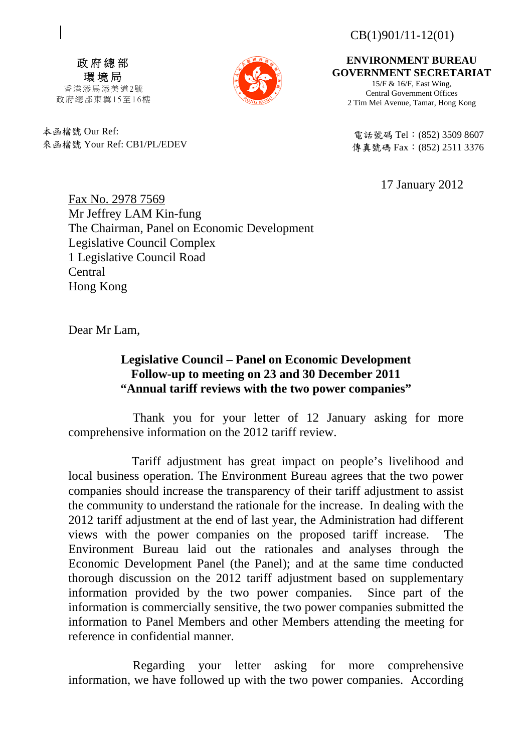CB(1)901/11-12(01)

政府總部
環境局
香港添馬添美道2號
政府總部東翼15至16樓

**ENVIRONMENT BUREAU**
**GOVERNMENT SECRETARIAT**
15/F & 16/F, East Wing,
Central Government Offices
2 Tim Mei Avenue, Tamar, Hong Kong

本函檔號 Our Ref:
來函檔號 Your Ref: CB1/PL/EDEV

電話號碼 Tel：(852) 3509 8607
傳真號碼 Fax：(852) 2511 3376

17 January 2012

Fax No. 2978 7569
Mr Jeffrey LAM Kin-fung
The Chairman, Panel on Economic Development
Legislative Council Complex
1 Legislative Council Road
Central
Hong Kong

Dear Mr Lam,

**Legislative Council – Panel on Economic Development**
**Follow-up to meeting on 23 and 30 December 2011**
**"Annual tariff reviews with the two power companies"**

Thank you for your letter of 12 January asking for more comprehensive information on the 2012 tariff review.

Tariff adjustment has great impact on people's livelihood and local business operation. The Environment Bureau agrees that the two power companies should increase the transparency of their tariff adjustment to assist the community to understand the rationale for the increase. In dealing with the 2012 tariff adjustment at the end of last year, the Administration had different views with the power companies on the proposed tariff increase. The Environment Bureau laid out the rationales and analyses through the Economic Development Panel (the Panel); and at the same time conducted thorough discussion on the 2012 tariff adjustment based on supplementary information provided by the two power companies. Since part of the information is commercially sensitive, the two power companies submitted the information to Panel Members and other Members attending the meeting for reference in confidential manner.

Regarding your letter asking for more comprehensive information, we have followed up with the two power companies. According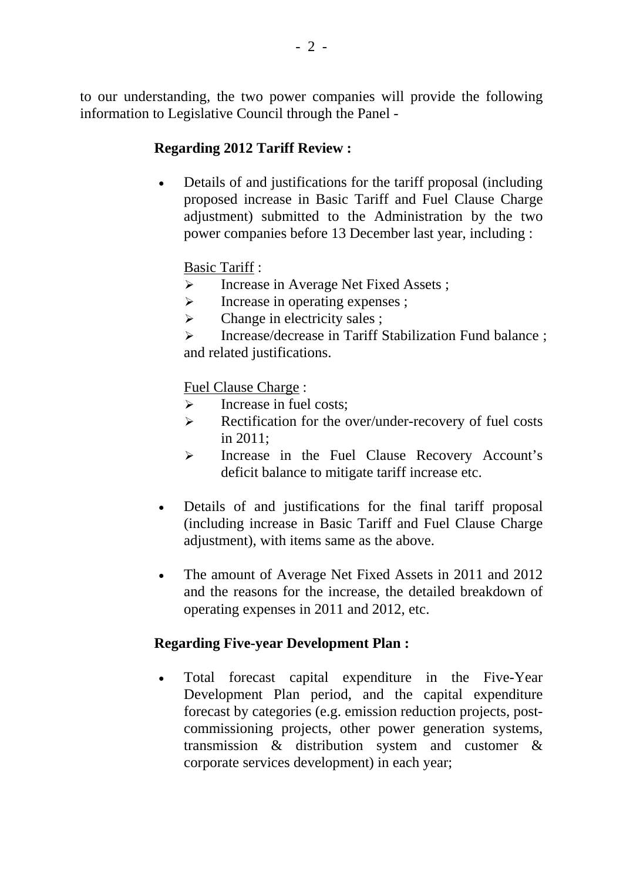to our understanding, the two power companies will provide the following information to Legislative Council through the Panel -

**Regarding 2012 Tariff Review :**

- Details of and justifications for the tariff proposal (including proposed increase in Basic Tariff and Fuel Clause Charge adjustment) submitted to the Administration by the two power companies before 13 December last year, including :

  Basic Tariff :
  - Increase in Average Net Fixed Assets ;
  - Increase in operating expenses ;
  - Change in electricity sales ;
  - Increase/decrease in Tariff Stabilization Fund balance ;

  and related justifications.

  Fuel Clause Charge :
  - Increase in fuel costs;
  - Rectification for the over/under-recovery of fuel costs in 2011;
  - Increase in the Fuel Clause Recovery Account's deficit balance to mitigate tariff increase etc.

- Details of and justifications for the final tariff proposal (including increase in Basic Tariff and Fuel Clause Charge adjustment), with items same as the above.

- The amount of Average Net Fixed Assets in 2011 and 2012 and the reasons for the increase, the detailed breakdown of operating expenses in 2011 and 2012, etc.

**Regarding Five-year Development Plan :**

- Total forecast capital expenditure in the Five-Year Development Plan period, and the capital expenditure forecast by categories (e.g. emission reduction projects, post-commissioning projects, other power generation systems, transmission & distribution system and customer & corporate services development) in each year;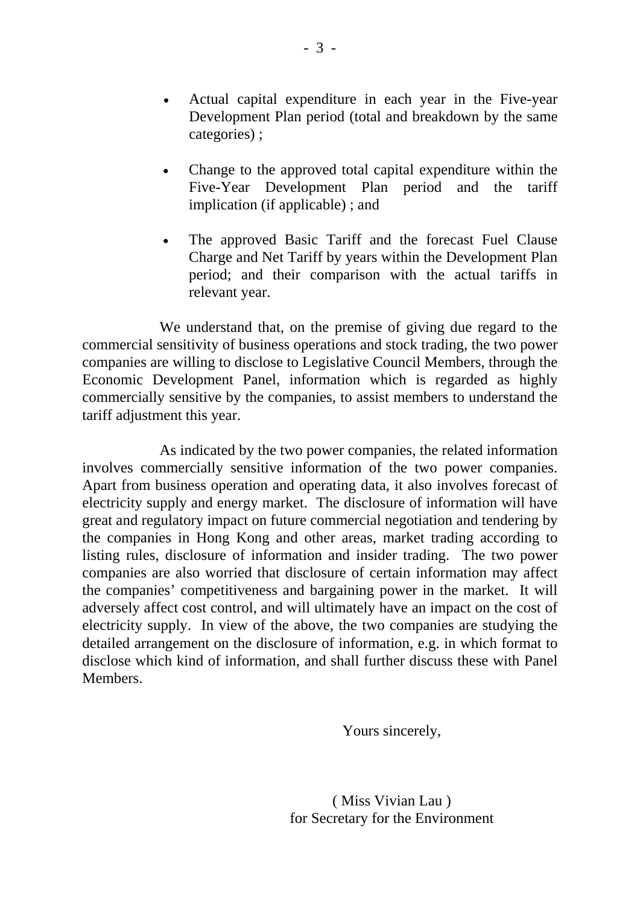- Actual capital expenditure in each year in the Five-year Development Plan period (total and breakdown by the same categories) ;

- Change to the approved total capital expenditure within the Five-Year Development Plan period and the tariff implication (if applicable) ; and

- The approved Basic Tariff and the forecast Fuel Clause Charge and Net Tariff by years within the Development Plan period; and their comparison with the actual tariffs in relevant year.

We understand that, on the premise of giving due regard to the commercial sensitivity of business operations and stock trading, the two power companies are willing to disclose to Legislative Council Members, through the Economic Development Panel, information which is regarded as highly commercially sensitive by the companies, to assist members to understand the tariff adjustment this year.

As indicated by the two power companies, the related information involves commercially sensitive information of the two power companies. Apart from business operation and operating data, it also involves forecast of electricity supply and energy market. The disclosure of information will have great and regulatory impact on future commercial negotiation and tendering by the companies in Hong Kong and other areas, market trading according to listing rules, disclosure of information and insider trading. The two power companies are also worried that disclosure of certain information may affect the companies' competitiveness and bargaining power in the market. It will adversely affect cost control, and will ultimately have an impact on the cost of electricity supply. In view of the above, the two companies are studying the detailed arrangement on the disclosure of information, e.g. in which format to disclose which kind of information, and shall further discuss these with Panel Members.

Yours sincerely,

( Miss Vivian Lau )
for Secretary for the Environment